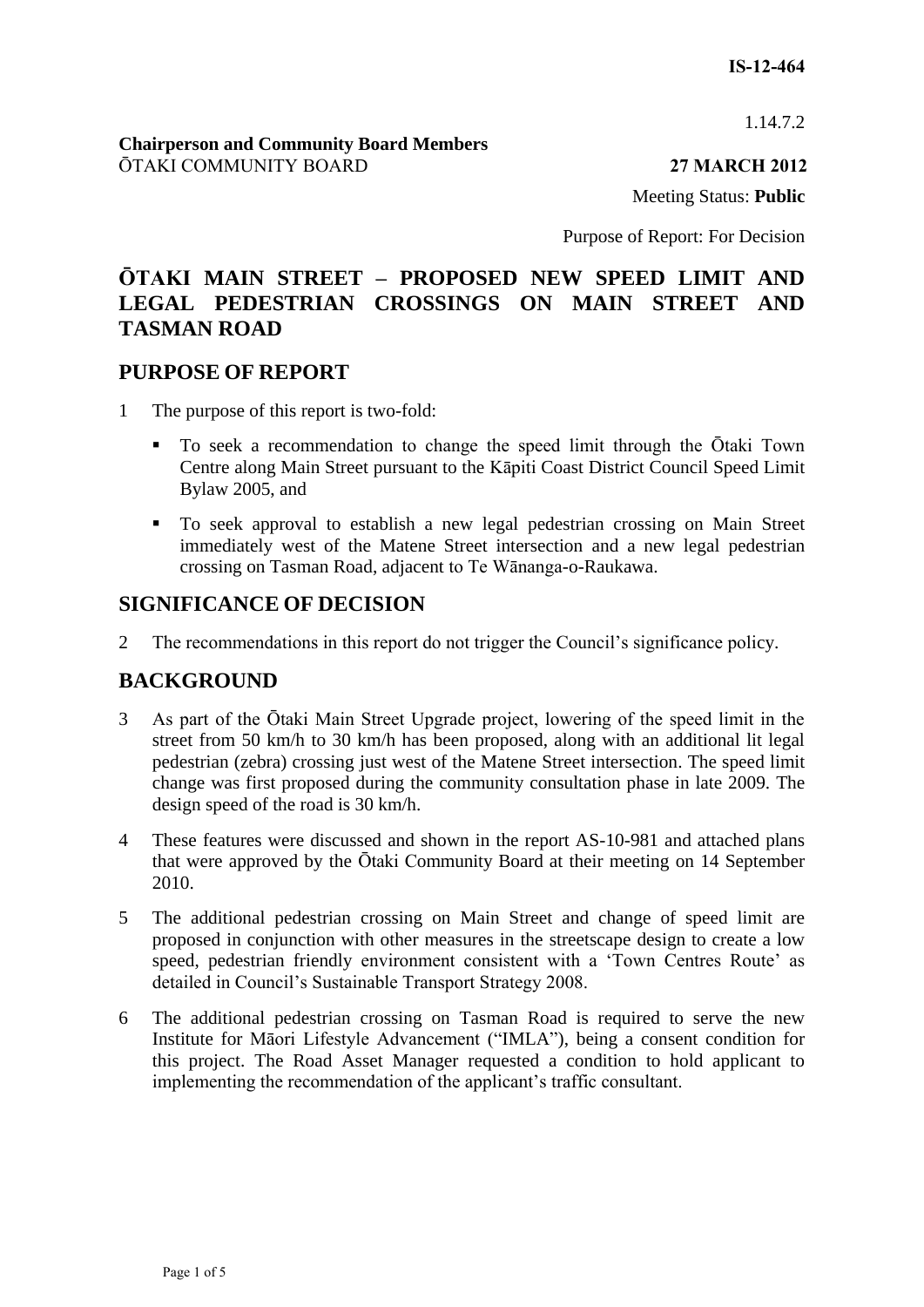**IS-12-464**

1.14.7.2

**Chairperson and Community Board Members**
ŌTAKI COMMUNITY BOARD **27 MARCH 2012**

Meeting Status: **Public**

Purpose of Report: For Decision

# ŌTAKI MAIN STREET – PROPOSED NEW SPEED LIMIT AND LEGAL PEDESTRIAN CROSSINGS ON MAIN STREET AND TASMAN ROAD

## PURPOSE OF REPORT

1 The purpose of this report is two-fold:

- To seek a recommendation to change the speed limit through the Ōtaki Town Centre along Main Street pursuant to the Kāpiti Coast District Council Speed Limit Bylaw 2005, and
- To seek approval to establish a new legal pedestrian crossing on Main Street immediately west of the Matene Street intersection and a new legal pedestrian crossing on Tasman Road, adjacent to Te Wānanga-o-Raukawa.

## SIGNIFICANCE OF DECISION

2 The recommendations in this report do not trigger the Council's significance policy.

## BACKGROUND

3 As part of the Ōtaki Main Street Upgrade project, lowering of the speed limit in the street from 50 km/h to 30 km/h has been proposed, along with an additional lit legal pedestrian (zebra) crossing just west of the Matene Street intersection. The speed limit change was first proposed during the community consultation phase in late 2009. The design speed of the road is 30 km/h.

4 These features were discussed and shown in the report AS-10-981 and attached plans that were approved by the Ōtaki Community Board at their meeting on 14 September 2010.

5 The additional pedestrian crossing on Main Street and change of speed limit are proposed in conjunction with other measures in the streetscape design to create a low speed, pedestrian friendly environment consistent with a 'Town Centres Route' as detailed in Council's Sustainable Transport Strategy 2008.

6 The additional pedestrian crossing on Tasman Road is required to serve the new Institute for Māori Lifestyle Advancement ("IMLA"), being a consent condition for this project. The Road Asset Manager requested a condition to hold applicant to implementing the recommendation of the applicant's traffic consultant.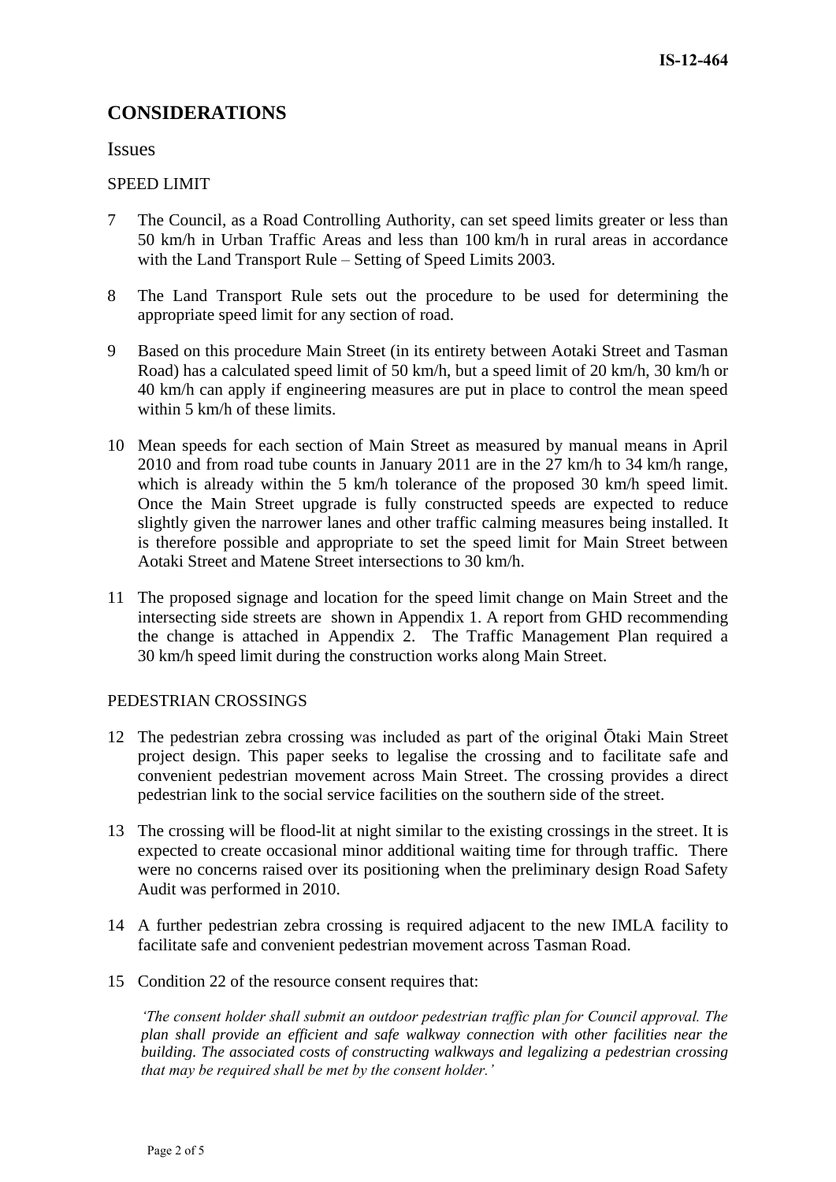## CONSIDERATIONS

### Issues

SPEED LIMIT

7 The Council, as a Road Controlling Authority, can set speed limits greater or less than 50 km/h in Urban Traffic Areas and less than 100 km/h in rural areas in accordance with the Land Transport Rule – Setting of Speed Limits 2003.

8 The Land Transport Rule sets out the procedure to be used for determining the appropriate speed limit for any section of road.

9 Based on this procedure Main Street (in its entirety between Aotaki Street and Tasman Road) has a calculated speed limit of 50 km/h, but a speed limit of 20 km/h, 30 km/h or 40 km/h can apply if engineering measures are put in place to control the mean speed within 5 km/h of these limits.

10 Mean speeds for each section of Main Street as measured by manual means in April 2010 and from road tube counts in January 2011 are in the 27 km/h to 34 km/h range, which is already within the 5 km/h tolerance of the proposed 30 km/h speed limit. Once the Main Street upgrade is fully constructed speeds are expected to reduce slightly given the narrower lanes and other traffic calming measures being installed. It is therefore possible and appropriate to set the speed limit for Main Street between Aotaki Street and Matene Street intersections to 30 km/h.

11 The proposed signage and location for the speed limit change on Main Street and the intersecting side streets are shown in Appendix 1. A report from GHD recommending the change is attached in Appendix 2. The Traffic Management Plan required a 30 km/h speed limit during the construction works along Main Street.

PEDESTRIAN CROSSINGS

12 The pedestrian zebra crossing was included as part of the original Ōtaki Main Street project design. This paper seeks to legalise the crossing and to facilitate safe and convenient pedestrian movement across Main Street. The crossing provides a direct pedestrian link to the social service facilities on the southern side of the street.

13 The crossing will be flood-lit at night similar to the existing crossings in the street. It is expected to create occasional minor additional waiting time for through traffic. There were no concerns raised over its positioning when the preliminary design Road Safety Audit was performed in 2010.

14 A further pedestrian zebra crossing is required adjacent to the new IMLA facility to facilitate safe and convenient pedestrian movement across Tasman Road.

15 Condition 22 of the resource consent requires that:

> *'The consent holder shall submit an outdoor pedestrian traffic plan for Council approval. The plan shall provide an efficient and safe walkway connection with other facilities near the building. The associated costs of constructing walkways and legalizing a pedestrian crossing that may be required shall be met by the consent holder.'*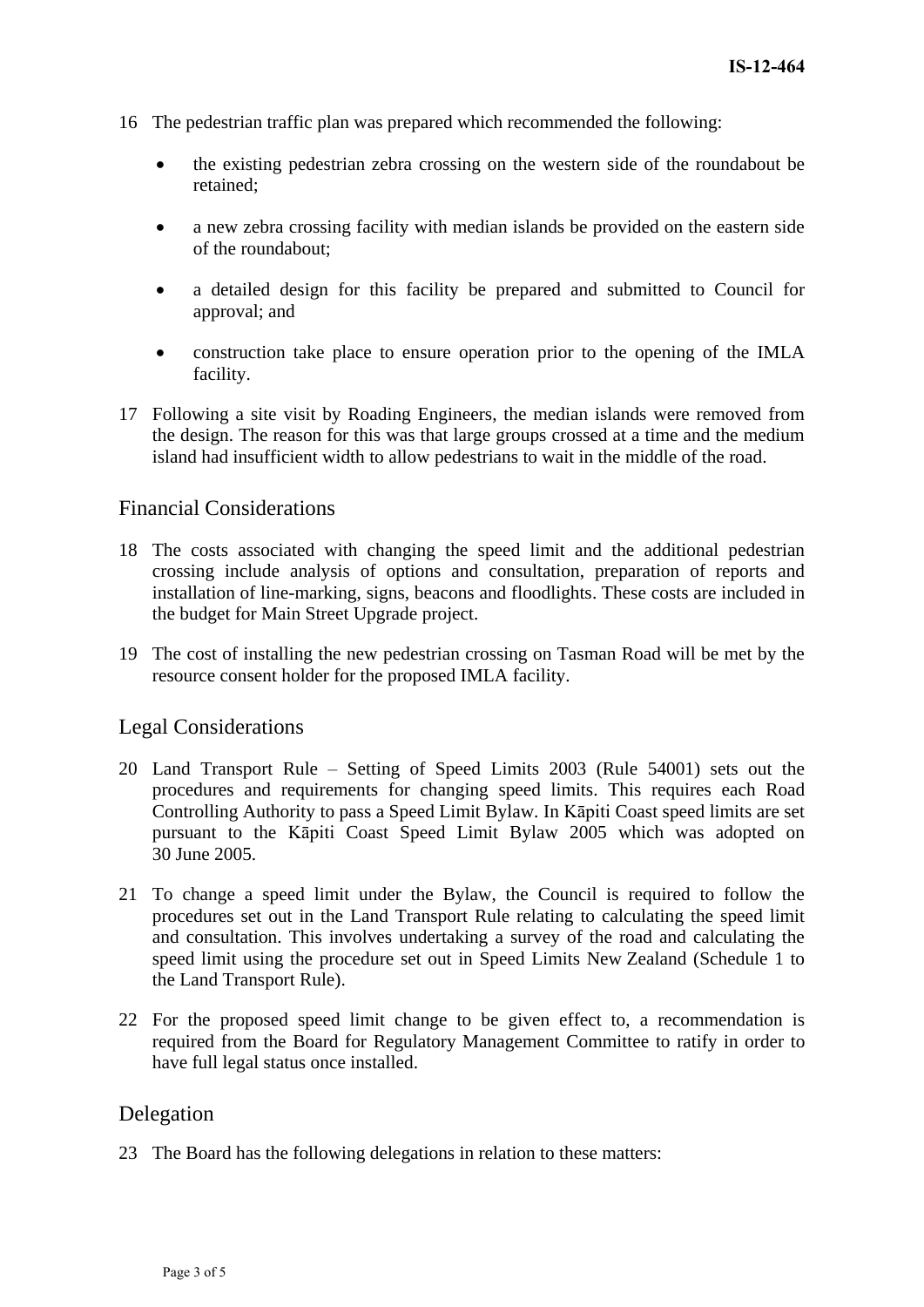16 The pedestrian traffic plan was prepared which recommended the following:

- the existing pedestrian zebra crossing on the western side of the roundabout be retained;
- a new zebra crossing facility with median islands be provided on the eastern side of the roundabout;
- a detailed design for this facility be prepared and submitted to Council for approval; and
- construction take place to ensure operation prior to the opening of the IMLA facility.

17 Following a site visit by Roading Engineers, the median islands were removed from the design. The reason for this was that large groups crossed at a time and the medium island had insufficient width to allow pedestrians to wait in the middle of the road.

## Financial Considerations

18 The costs associated with changing the speed limit and the additional pedestrian crossing include analysis of options and consultation, preparation of reports and installation of line-marking, signs, beacons and floodlights. These costs are included in the budget for Main Street Upgrade project.

19 The cost of installing the new pedestrian crossing on Tasman Road will be met by the resource consent holder for the proposed IMLA facility.

## Legal Considerations

20 Land Transport Rule – Setting of Speed Limits 2003 (Rule 54001) sets out the procedures and requirements for changing speed limits. This requires each Road Controlling Authority to pass a Speed Limit Bylaw. In Kāpiti Coast speed limits are set pursuant to the Kāpiti Coast Speed Limit Bylaw 2005 which was adopted on 30 June 2005.

21 To change a speed limit under the Bylaw, the Council is required to follow the procedures set out in the Land Transport Rule relating to calculating the speed limit and consultation. This involves undertaking a survey of the road and calculating the speed limit using the procedure set out in Speed Limits New Zealand (Schedule 1 to the Land Transport Rule).

22 For the proposed speed limit change to be given effect to, a recommendation is required from the Board for Regulatory Management Committee to ratify in order to have full legal status once installed.

## Delegation

23 The Board has the following delegations in relation to these matters: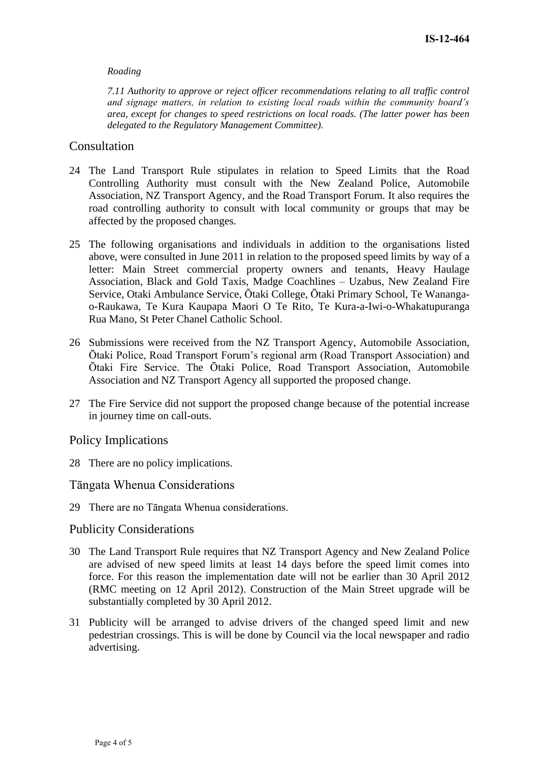*Roading*

*7.11 Authority to approve or reject officer recommendations relating to all traffic control and signage matters, in relation to existing local roads within the community board's area, except for changes to speed restrictions on local roads. (The latter power has been delegated to the Regulatory Management Committee).*

## Consultation

24 The Land Transport Rule stipulates in relation to Speed Limits that the Road Controlling Authority must consult with the New Zealand Police, Automobile Association, NZ Transport Agency, and the Road Transport Forum. It also requires the road controlling authority to consult with local community or groups that may be affected by the proposed changes.

25 The following organisations and individuals in addition to the organisations listed above, were consulted in June 2011 in relation to the proposed speed limits by way of a letter: Main Street commercial property owners and tenants, Heavy Haulage Association, Black and Gold Taxis, Madge Coachlines – Uzabus, New Zealand Fire Service, Otaki Ambulance Service, Ōtaki College, Ōtaki Primary School, Te Wananga-o-Raukawa, Te Kura Kaupapa Maori O Te Rito, Te Kura-a-Iwi-o-Whakatupuranga Rua Mano, St Peter Chanel Catholic School.

26 Submissions were received from the NZ Transport Agency, Automobile Association, Ōtaki Police, Road Transport Forum's regional arm (Road Transport Association) and Ōtaki Fire Service. The Ōtaki Police, Road Transport Association, Automobile Association and NZ Transport Agency all supported the proposed change.

27 The Fire Service did not support the proposed change because of the potential increase in journey time on call-outs.

## Policy Implications

28 There are no policy implications.

## Tāngata Whenua Considerations

29 There are no Tāngata Whenua considerations.

## Publicity Considerations

30 The Land Transport Rule requires that NZ Transport Agency and New Zealand Police are advised of new speed limits at least 14 days before the speed limit comes into force. For this reason the implementation date will not be earlier than 30 April 2012 (RMC meeting on 12 April 2012). Construction of the Main Street upgrade will be substantially completed by 30 April 2012.

31 Publicity will be arranged to advise drivers of the changed speed limit and new pedestrian crossings. This is will be done by Council via the local newspaper and radio advertising.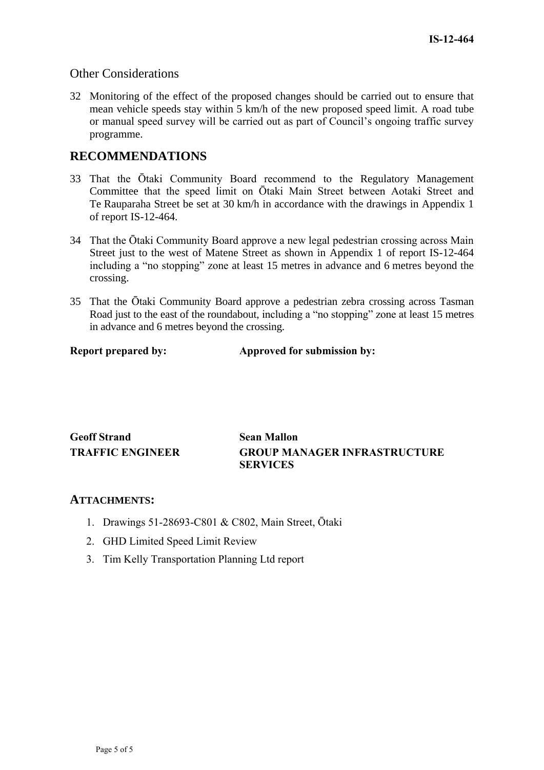## Other Considerations

32 Monitoring of the effect of the proposed changes should be carried out to ensure that mean vehicle speeds stay within 5 km/h of the new proposed speed limit. A road tube or manual speed survey will be carried out as part of Council's ongoing traffic survey programme.

## RECOMMENDATIONS

33 That the Ōtaki Community Board recommend to the Regulatory Management Committee that the speed limit on Ōtaki Main Street between Aotaki Street and Te Rauparaha Street be set at 30 km/h in accordance with the drawings in Appendix 1 of report IS-12-464.

34 That the Ōtaki Community Board approve a new legal pedestrian crossing across Main Street just to the west of Matene Street as shown in Appendix 1 of report IS-12-464 including a "no stopping" zone at least 15 metres in advance and 6 metres beyond the crossing.

35 That the Ōtaki Community Board approve a pedestrian zebra crossing across Tasman Road just to the east of the roundabout, including a "no stopping" zone at least 15 metres in advance and 6 metres beyond the crossing.

| **Report prepared by:** | **Approved for submission by:** |
|---|---|
| | |
| **Geoff Strand** | **Sean Mallon** |
| **TRAFFIC ENGINEER** | **GROUP MANAGER INFRASTRUCTURE SERVICES** |

### ATTACHMENTS:

1. Drawings 51-28693-C801 & C802, Main Street, Ōtaki
2. GHD Limited Speed Limit Review
3. Tim Kelly Transportation Planning Ltd report